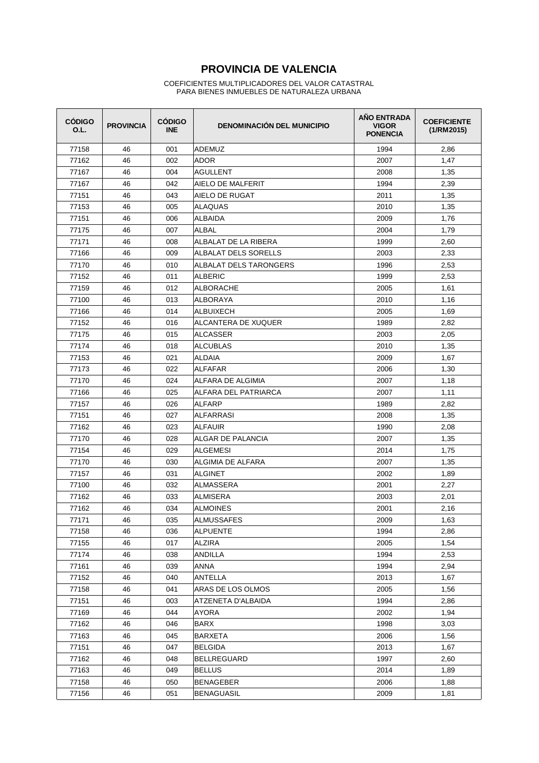# PROVINCIA DE VALENCIA

COEFICIENTES MULTIPLICADORES DEL VALOR CATASTRAL
PARA BIENES INMUEBLES DE NATURALEZA URBANA

| CÓDIGO O.L. | PROVINCIA | CÓDIGO INE | DENOMINACIÓN DEL MUNICIPIO | AÑO ENTRADA VIGOR PONENCIA | COEFICIENTE (1/RM2015) |
|---|---|---|---|---|---|
| 77158 | 46 | 001 | ADEMUZ | 1994 | 2,86 |
| 77162 | 46 | 002 | ADOR | 2007 | 1,47 |
| 77167 | 46 | 004 | AGULLENT | 2008 | 1,35 |
| 77167 | 46 | 042 | AIELO DE MALFERIT | 1994 | 2,39 |
| 77151 | 46 | 043 | AIELO DE RUGAT | 2011 | 1,35 |
| 77153 | 46 | 005 | ALAQUAS | 2010 | 1,35 |
| 77151 | 46 | 006 | ALBAIDA | 2009 | 1,76 |
| 77175 | 46 | 007 | ALBAL | 2004 | 1,79 |
| 77171 | 46 | 008 | ALBALAT DE LA RIBERA | 1999 | 2,60 |
| 77166 | 46 | 009 | ALBALAT DELS SORELLS | 2003 | 2,33 |
| 77170 | 46 | 010 | ALBALAT DELS TARONGERS | 1996 | 2,53 |
| 77152 | 46 | 011 | ALBERIC | 1999 | 2,53 |
| 77159 | 46 | 012 | ALBORACHE | 2005 | 1,61 |
| 77100 | 46 | 013 | ALBORAYA | 2010 | 1,16 |
| 77166 | 46 | 014 | ALBUIXECH | 2005 | 1,69 |
| 77152 | 46 | 016 | ALCANTERA DE XUQUER | 1989 | 2,82 |
| 77175 | 46 | 015 | ALCASSER | 2003 | 2,05 |
| 77174 | 46 | 018 | ALCUBLAS | 2010 | 1,35 |
| 77153 | 46 | 021 | ALDAIA | 2009 | 1,67 |
| 77173 | 46 | 022 | ALFAFAR | 2006 | 1,30 |
| 77170 | 46 | 024 | ALFARA DE ALGIMIA | 2007 | 1,18 |
| 77166 | 46 | 025 | ALFARA DEL PATRIARCA | 2007 | 1,11 |
| 77157 | 46 | 026 | ALFARP | 1989 | 2,82 |
| 77151 | 46 | 027 | ALFARRASI | 2008 | 1,35 |
| 77162 | 46 | 023 | ALFAUIR | 1990 | 2,08 |
| 77170 | 46 | 028 | ALGAR DE PALANCIA | 2007 | 1,35 |
| 77154 | 46 | 029 | ALGEMESI | 2014 | 1,75 |
| 77170 | 46 | 030 | ALGIMIA DE ALFARA | 2007 | 1,35 |
| 77157 | 46 | 031 | ALGINET | 2002 | 1,89 |
| 77100 | 46 | 032 | ALMASSERA | 2001 | 2,27 |
| 77162 | 46 | 033 | ALMISERA | 2003 | 2,01 |
| 77162 | 46 | 034 | ALMOINES | 2001 | 2,16 |
| 77171 | 46 | 035 | ALMUSSAFES | 2009 | 1,63 |
| 77158 | 46 | 036 | ALPUENTE | 1994 | 2,86 |
| 77155 | 46 | 017 | ALZIRA | 2005 | 1,54 |
| 77174 | 46 | 038 | ANDILLA | 1994 | 2,53 |
| 77161 | 46 | 039 | ANNA | 1994 | 2,94 |
| 77152 | 46 | 040 | ANTELLA | 2013 | 1,67 |
| 77158 | 46 | 041 | ARAS DE LOS OLMOS | 2005 | 1,56 |
| 77151 | 46 | 003 | ATZENETA D'ALBAIDA | 1994 | 2,86 |
| 77169 | 46 | 044 | AYORA | 2002 | 1,94 |
| 77162 | 46 | 046 | BARX | 1998 | 3,03 |
| 77163 | 46 | 045 | BARXETA | 2006 | 1,56 |
| 77151 | 46 | 047 | BELGIDA | 2013 | 1,67 |
| 77162 | 46 | 048 | BELLREGUARD | 1997 | 2,60 |
| 77163 | 46 | 049 | BELLUS | 2014 | 1,89 |
| 77158 | 46 | 050 | BENAGEBER | 2006 | 1,88 |
| 77156 | 46 | 051 | BENAGUASIL | 2009 | 1,81 |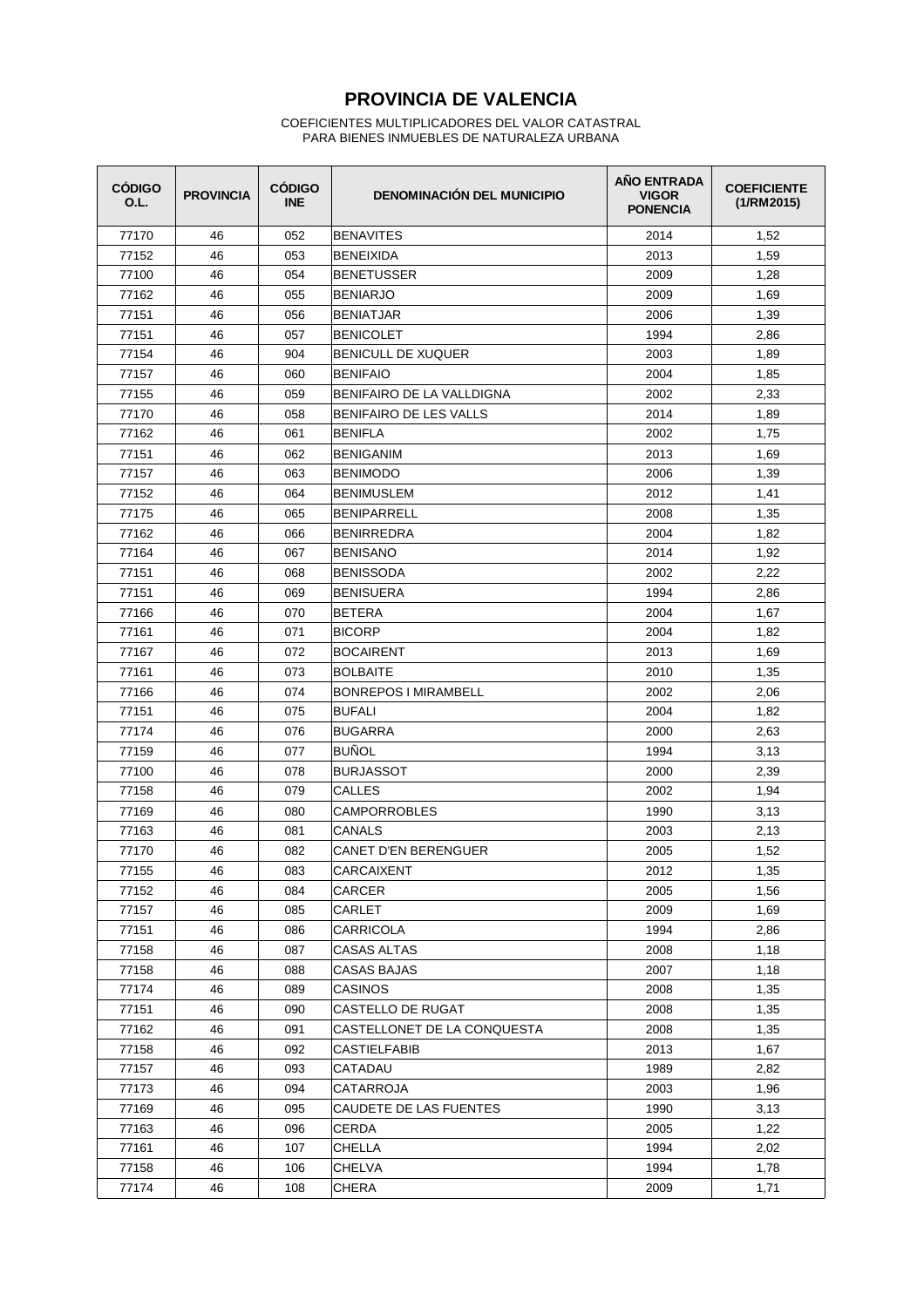# PROVINCIA DE VALENCIA

COEFICIENTES MULTIPLICADORES DEL VALOR CATASTRAL
PARA BIENES INMUEBLES DE NATURALEZA URBANA

| CÓDIGO O.L. | PROVINCIA | CÓDIGO INE | DENOMINACIÓN DEL MUNICIPIO | AÑO ENTRADA VIGOR PONENCIA | COEFICIENTE (1/RM2015) |
|---|---|---|---|---|---|
| 77170 | 46 | 052 | BENAVITES | 2014 | 1,52 |
| 77152 | 46 | 053 | BENEIXIDA | 2013 | 1,59 |
| 77100 | 46 | 054 | BENETUSSER | 2009 | 1,28 |
| 77162 | 46 | 055 | BENIARJO | 2009 | 1,69 |
| 77151 | 46 | 056 | BENIATJAR | 2006 | 1,39 |
| 77151 | 46 | 057 | BENICOLET | 1994 | 2,86 |
| 77154 | 46 | 904 | BENICULL DE XUQUER | 2003 | 1,89 |
| 77157 | 46 | 060 | BENIFAIO | 2004 | 1,85 |
| 77155 | 46 | 059 | BENIFAIRO DE LA VALLDIGNA | 2002 | 2,33 |
| 77170 | 46 | 058 | BENIFAIRO DE LES VALLS | 2014 | 1,89 |
| 77162 | 46 | 061 | BENIFLA | 2002 | 1,75 |
| 77151 | 46 | 062 | BENIGANIM | 2013 | 1,69 |
| 77157 | 46 | 063 | BENIMODO | 2006 | 1,39 |
| 77152 | 46 | 064 | BENIMUSLEM | 2012 | 1,41 |
| 77175 | 46 | 065 | BENIPARRELL | 2008 | 1,35 |
| 77162 | 46 | 066 | BENIRREDRA | 2004 | 1,82 |
| 77164 | 46 | 067 | BENISANO | 2014 | 1,92 |
| 77151 | 46 | 068 | BENISSODA | 2002 | 2,22 |
| 77151 | 46 | 069 | BENISUERA | 1994 | 2,86 |
| 77166 | 46 | 070 | BETERA | 2004 | 1,67 |
| 77161 | 46 | 071 | BICORP | 2004 | 1,82 |
| 77167 | 46 | 072 | BOCAIRENT | 2013 | 1,69 |
| 77161 | 46 | 073 | BOLBAITE | 2010 | 1,35 |
| 77166 | 46 | 074 | BONREPOS I MIRAMBELL | 2002 | 2,06 |
| 77151 | 46 | 075 | BUFALI | 2004 | 1,82 |
| 77174 | 46 | 076 | BUGARRA | 2000 | 2,63 |
| 77159 | 46 | 077 | BUÑOL | 1994 | 3,13 |
| 77100 | 46 | 078 | BURJASSOT | 2000 | 2,39 |
| 77158 | 46 | 079 | CALLES | 2002 | 1,94 |
| 77169 | 46 | 080 | CAMPORROBLES | 1990 | 3,13 |
| 77163 | 46 | 081 | CANALS | 2003 | 2,13 |
| 77170 | 46 | 082 | CANET D'EN BERENGUER | 2005 | 1,52 |
| 77155 | 46 | 083 | CARCAIXENT | 2012 | 1,35 |
| 77152 | 46 | 084 | CARCER | 2005 | 1,56 |
| 77157 | 46 | 085 | CARLET | 2009 | 1,69 |
| 77151 | 46 | 086 | CARRICOLA | 1994 | 2,86 |
| 77158 | 46 | 087 | CASAS ALTAS | 2008 | 1,18 |
| 77158 | 46 | 088 | CASAS BAJAS | 2007 | 1,18 |
| 77174 | 46 | 089 | CASINOS | 2008 | 1,35 |
| 77151 | 46 | 090 | CASTELLO DE RUGAT | 2008 | 1,35 |
| 77162 | 46 | 091 | CASTELLONET DE LA CONQUESTA | 2008 | 1,35 |
| 77158 | 46 | 092 | CASTIELFABIB | 2013 | 1,67 |
| 77157 | 46 | 093 | CATADAU | 1989 | 2,82 |
| 77173 | 46 | 094 | CATARROJA | 2003 | 1,96 |
| 77169 | 46 | 095 | CAUDETE DE LAS FUENTES | 1990 | 3,13 |
| 77163 | 46 | 096 | CERDA | 2005 | 1,22 |
| 77161 | 46 | 107 | CHELLA | 1994 | 2,02 |
| 77158 | 46 | 106 | CHELVA | 1994 | 1,78 |
| 77174 | 46 | 108 | CHERA | 2009 | 1,71 |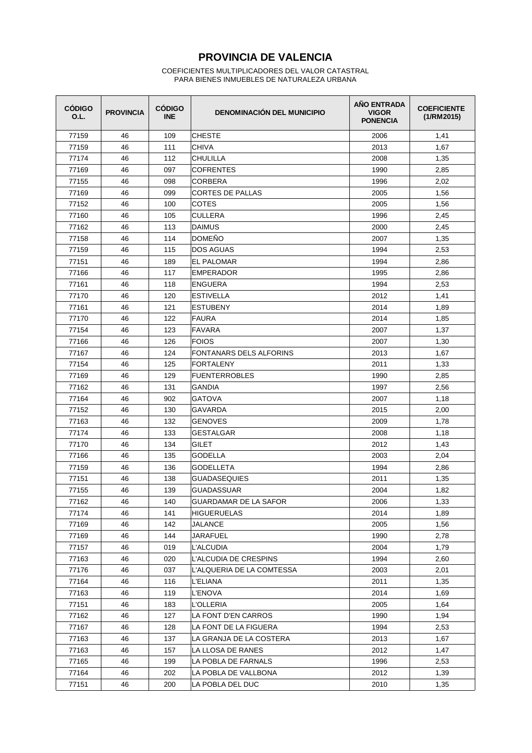# PROVINCIA DE VALENCIA

COEFICIENTES MULTIPLICADORES DEL VALOR CATASTRAL
PARA BIENES INMUEBLES DE NATURALEZA URBANA

| CÓDIGO O.L. | PROVINCIA | CÓDIGO INE | DENOMINACIÓN DEL MUNICIPIO | AÑO ENTRADA VIGOR PONENCIA | COEFICIENTE (1/RM2015) |
|---|---|---|---|---|---|
| 77159 | 46 | 109 | CHESTE | 2006 | 1,41 |
| 77159 | 46 | 111 | CHIVA | 2013 | 1,67 |
| 77174 | 46 | 112 | CHULILLA | 2008 | 1,35 |
| 77169 | 46 | 097 | COFRENTES | 1990 | 2,85 |
| 77155 | 46 | 098 | CORBERA | 1996 | 2,02 |
| 77169 | 46 | 099 | CORTES DE PALLAS | 2005 | 1,56 |
| 77152 | 46 | 100 | COTES | 2005 | 1,56 |
| 77160 | 46 | 105 | CULLERA | 1996 | 2,45 |
| 77162 | 46 | 113 | DAIMUS | 2000 | 2,45 |
| 77158 | 46 | 114 | DOMEÑO | 2007 | 1,35 |
| 77159 | 46 | 115 | DOS AGUAS | 1994 | 2,53 |
| 77151 | 46 | 189 | EL PALOMAR | 1994 | 2,86 |
| 77166 | 46 | 117 | EMPERADOR | 1995 | 2,86 |
| 77161 | 46 | 118 | ENGUERA | 1994 | 2,53 |
| 77170 | 46 | 120 | ESTIVELLA | 2012 | 1,41 |
| 77161 | 46 | 121 | ESTUBENY | 2014 | 1,89 |
| 77170 | 46 | 122 | FAURA | 2014 | 1,85 |
| 77154 | 46 | 123 | FAVARA | 2007 | 1,37 |
| 77166 | 46 | 126 | FOIOS | 2007 | 1,30 |
| 77167 | 46 | 124 | FONTANARS DELS ALFORINS | 2013 | 1,67 |
| 77154 | 46 | 125 | FORTALENY | 2011 | 1,33 |
| 77169 | 46 | 129 | FUENTERROBLES | 1990 | 2,85 |
| 77162 | 46 | 131 | GANDIA | 1997 | 2,56 |
| 77164 | 46 | 902 | GATOVA | 2007 | 1,18 |
| 77152 | 46 | 130 | GAVARDA | 2015 | 2,00 |
| 77163 | 46 | 132 | GENOVES | 2009 | 1,78 |
| 77174 | 46 | 133 | GESTALGAR | 2008 | 1,18 |
| 77170 | 46 | 134 | GILET | 2012 | 1,43 |
| 77166 | 46 | 135 | GODELLA | 2003 | 2,04 |
| 77159 | 46 | 136 | GODELLETA | 1994 | 2,86 |
| 77151 | 46 | 138 | GUADASEQUIES | 2011 | 1,35 |
| 77155 | 46 | 139 | GUADASSUAR | 2004 | 1,82 |
| 77162 | 46 | 140 | GUARDAMAR DE LA SAFOR | 2006 | 1,33 |
| 77174 | 46 | 141 | HIGUERUELAS | 2014 | 1,89 |
| 77169 | 46 | 142 | JALANCE | 2005 | 1,56 |
| 77169 | 46 | 144 | JARAFUEL | 1990 | 2,78 |
| 77157 | 46 | 019 | L'ALCUDIA | 2004 | 1,79 |
| 77163 | 46 | 020 | L'ALCUDIA DE CRESPINS | 1994 | 2,60 |
| 77176 | 46 | 037 | L'ALQUERIA DE LA COMTESSA | 2003 | 2,01 |
| 77164 | 46 | 116 | L'ELIANA | 2011 | 1,35 |
| 77163 | 46 | 119 | L'ENOVA | 2014 | 1,69 |
| 77151 | 46 | 183 | L'OLLERIA | 2005 | 1,64 |
| 77162 | 46 | 127 | LA FONT D'EN CARROS | 1990 | 1,94 |
| 77167 | 46 | 128 | LA FONT DE LA FIGUERA | 1994 | 2,53 |
| 77163 | 46 | 137 | LA GRANJA DE LA COSTERA | 2013 | 1,67 |
| 77163 | 46 | 157 | LA LLOSA DE RANES | 2012 | 1,47 |
| 77165 | 46 | 199 | LA POBLA DE FARNALS | 1996 | 2,53 |
| 77164 | 46 | 202 | LA POBLA DE VALLBONA | 2012 | 1,39 |
| 77151 | 46 | 200 | LA POBLA DEL DUC | 2010 | 1,35 |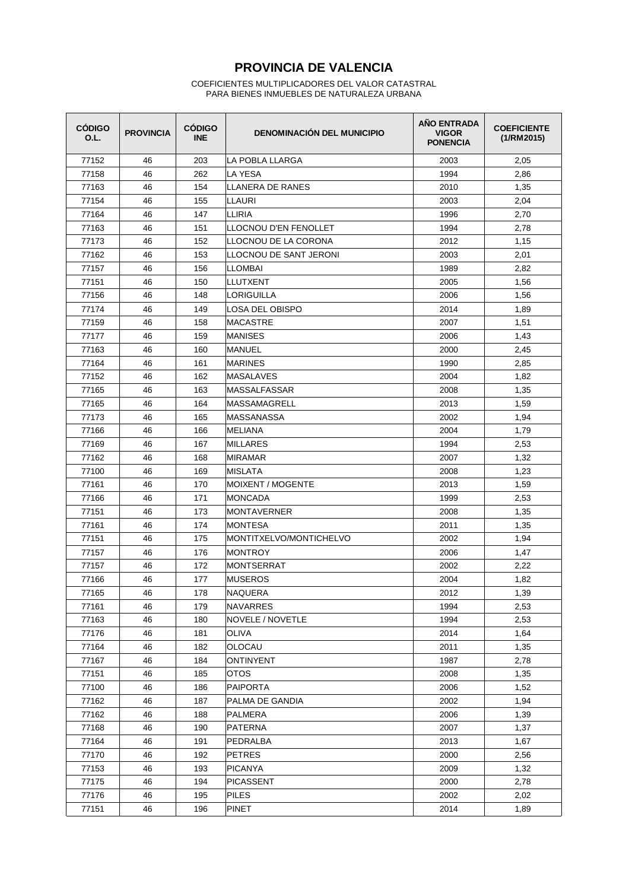# PROVINCIA DE VALENCIA

COEFICIENTES MULTIPLICADORES DEL VALOR CATASTRAL
PARA BIENES INMUEBLES DE NATURALEZA URBANA

| CÓDIGO O.L. | PROVINCIA | CÓDIGO INE | DENOMINACIÓN DEL MUNICIPIO | AÑO ENTRADA VIGOR PONENCIA | COEFICIENTE (1/RM2015) |
|---|---|---|---|---|---|
| 77152 | 46 | 203 | LA POBLA LLARGA | 2003 | 2,05 |
| 77158 | 46 | 262 | LA YESA | 1994 | 2,86 |
| 77163 | 46 | 154 | LLANERA DE RANES | 2010 | 1,35 |
| 77154 | 46 | 155 | LLAURI | 2003 | 2,04 |
| 77164 | 46 | 147 | LLIRIA | 1996 | 2,70 |
| 77163 | 46 | 151 | LLOCNOU D'EN FENOLLET | 1994 | 2,78 |
| 77173 | 46 | 152 | LLOCNOU DE LA CORONA | 2012 | 1,15 |
| 77162 | 46 | 153 | LLOCNOU DE SANT JERONI | 2003 | 2,01 |
| 77157 | 46 | 156 | LLOMBAI | 1989 | 2,82 |
| 77151 | 46 | 150 | LLUTXENT | 2005 | 1,56 |
| 77156 | 46 | 148 | LORIGUILLA | 2006 | 1,56 |
| 77174 | 46 | 149 | LOSA DEL OBISPO | 2014 | 1,89 |
| 77159 | 46 | 158 | MACASTRE | 2007 | 1,51 |
| 77177 | 46 | 159 | MANISES | 2006 | 1,43 |
| 77163 | 46 | 160 | MANUEL | 2000 | 2,45 |
| 77164 | 46 | 161 | MARINES | 1990 | 2,85 |
| 77152 | 46 | 162 | MASALAVES | 2004 | 1,82 |
| 77165 | 46 | 163 | MASSALFASSAR | 2008 | 1,35 |
| 77165 | 46 | 164 | MASSAMAGRELL | 2013 | 1,59 |
| 77173 | 46 | 165 | MASSANASSA | 2002 | 1,94 |
| 77166 | 46 | 166 | MELIANA | 2004 | 1,79 |
| 77169 | 46 | 167 | MILLARES | 1994 | 2,53 |
| 77162 | 46 | 168 | MIRAMAR | 2007 | 1,32 |
| 77100 | 46 | 169 | MISLATA | 2008 | 1,23 |
| 77161 | 46 | 170 | MOIXENT / MOGENTE | 2013 | 1,59 |
| 77166 | 46 | 171 | MONCADA | 1999 | 2,53 |
| 77151 | 46 | 173 | MONTAVERNER | 2008 | 1,35 |
| 77161 | 46 | 174 | MONTESA | 2011 | 1,35 |
| 77151 | 46 | 175 | MONTITXELVO/MONTICHELVO | 2002 | 1,94 |
| 77157 | 46 | 176 | MONTROY | 2006 | 1,47 |
| 77157 | 46 | 172 | MONTSERRAT | 2002 | 2,22 |
| 77166 | 46 | 177 | MUSEROS | 2004 | 1,82 |
| 77165 | 46 | 178 | NAQUERA | 2012 | 1,39 |
| 77161 | 46 | 179 | NAVARRES | 1994 | 2,53 |
| 77163 | 46 | 180 | NOVELE / NOVETLE | 1994 | 2,53 |
| 77176 | 46 | 181 | OLIVA | 2014 | 1,64 |
| 77164 | 46 | 182 | OLOCAU | 2011 | 1,35 |
| 77167 | 46 | 184 | ONTINYENT | 1987 | 2,78 |
| 77151 | 46 | 185 | OTOS | 2008 | 1,35 |
| 77100 | 46 | 186 | PAIPORTA | 2006 | 1,52 |
| 77162 | 46 | 187 | PALMA DE GANDIA | 2002 | 1,94 |
| 77162 | 46 | 188 | PALMERA | 2006 | 1,39 |
| 77168 | 46 | 190 | PATERNA | 2007 | 1,37 |
| 77164 | 46 | 191 | PEDRALBA | 2013 | 1,67 |
| 77170 | 46 | 192 | PETRES | 2000 | 2,56 |
| 77153 | 46 | 193 | PICANYA | 2009 | 1,32 |
| 77175 | 46 | 194 | PICASSENT | 2000 | 2,78 |
| 77176 | 46 | 195 | PILES | 2002 | 2,02 |
| 77151 | 46 | 196 | PINET | 2014 | 1,89 |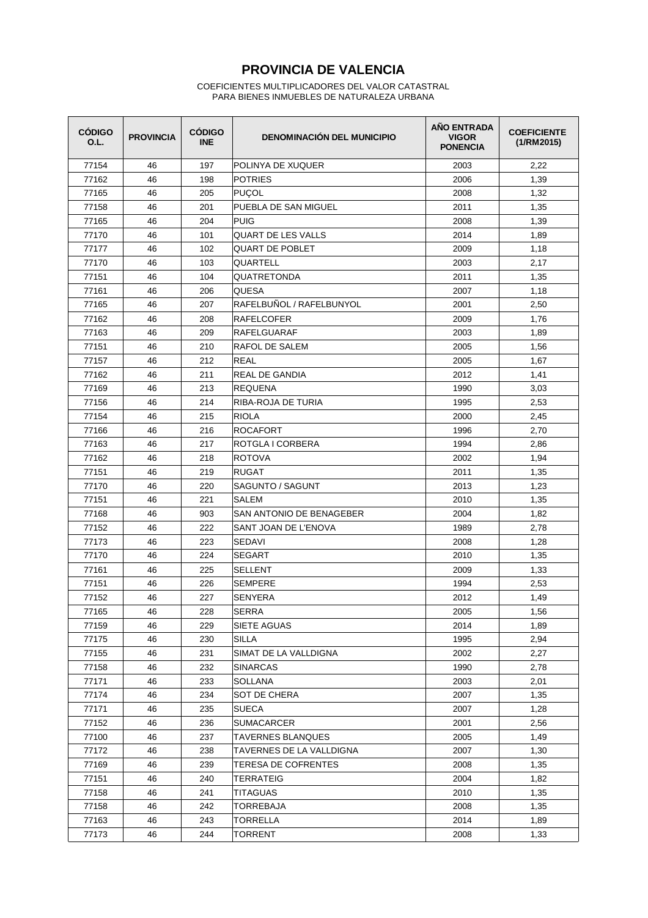# PROVINCIA DE VALENCIA

COEFICIENTES MULTIPLICADORES DEL VALOR CATASTRAL
PARA BIENES INMUEBLES DE NATURALEZA URBANA

| CÓDIGO O.L. | PROVINCIA | CÓDIGO INE | DENOMINACIÓN DEL MUNICIPIO | AÑO ENTRADA VIGOR PONENCIA | COEFICIENTE (1/RM2015) |
|---|---|---|---|---|---|
| 77154 | 46 | 197 | POLINYA DE XUQUER | 2003 | 2,22 |
| 77162 | 46 | 198 | POTRIES | 2006 | 1,39 |
| 77165 | 46 | 205 | PUÇOL | 2008 | 1,32 |
| 77158 | 46 | 201 | PUEBLA DE SAN MIGUEL | 2011 | 1,35 |
| 77165 | 46 | 204 | PUIG | 2008 | 1,39 |
| 77170 | 46 | 101 | QUART DE LES VALLS | 2014 | 1,89 |
| 77177 | 46 | 102 | QUART DE POBLET | 2009 | 1,18 |
| 77170 | 46 | 103 | QUARTELL | 2003 | 2,17 |
| 77151 | 46 | 104 | QUATRETONDA | 2011 | 1,35 |
| 77161 | 46 | 206 | QUESA | 2007 | 1,18 |
| 77165 | 46 | 207 | RAFELBUÑOL / RAFELBUNYOL | 2001 | 2,50 |
| 77162 | 46 | 208 | RAFELCOFER | 2009 | 1,76 |
| 77163 | 46 | 209 | RAFELGUARAF | 2003 | 1,89 |
| 77151 | 46 | 210 | RAFOL DE SALEM | 2005 | 1,56 |
| 77157 | 46 | 212 | REAL | 2005 | 1,67 |
| 77162 | 46 | 211 | REAL DE GANDIA | 2012 | 1,41 |
| 77169 | 46 | 213 | REQUENA | 1990 | 3,03 |
| 77156 | 46 | 214 | RIBA-ROJA DE TURIA | 1995 | 2,53 |
| 77154 | 46 | 215 | RIOLA | 2000 | 2,45 |
| 77166 | 46 | 216 | ROCAFORT | 1996 | 2,70 |
| 77163 | 46 | 217 | ROTGLA I CORBERA | 1994 | 2,86 |
| 77162 | 46 | 218 | ROTOVA | 2002 | 1,94 |
| 77151 | 46 | 219 | RUGAT | 2011 | 1,35 |
| 77170 | 46 | 220 | SAGUNTO / SAGUNT | 2013 | 1,23 |
| 77151 | 46 | 221 | SALEM | 2010 | 1,35 |
| 77168 | 46 | 903 | SAN ANTONIO DE BENAGEBER | 2004 | 1,82 |
| 77152 | 46 | 222 | SANT JOAN DE L'ENOVA | 1989 | 2,78 |
| 77173 | 46 | 223 | SEDAVI | 2008 | 1,28 |
| 77170 | 46 | 224 | SEGART | 2010 | 1,35 |
| 77161 | 46 | 225 | SELLENT | 2009 | 1,33 |
| 77151 | 46 | 226 | SEMPERE | 1994 | 2,53 |
| 77152 | 46 | 227 | SENYERA | 2012 | 1,49 |
| 77165 | 46 | 228 | SERRA | 2005 | 1,56 |
| 77159 | 46 | 229 | SIETE AGUAS | 2014 | 1,89 |
| 77175 | 46 | 230 | SILLA | 1995 | 2,94 |
| 77155 | 46 | 231 | SIMAT DE LA VALLDIGNA | 2002 | 2,27 |
| 77158 | 46 | 232 | SINARCAS | 1990 | 2,78 |
| 77171 | 46 | 233 | SOLLANA | 2003 | 2,01 |
| 77174 | 46 | 234 | SOT DE CHERA | 2007 | 1,35 |
| 77171 | 46 | 235 | SUECA | 2007 | 1,28 |
| 77152 | 46 | 236 | SUMACARCER | 2001 | 2,56 |
| 77100 | 46 | 237 | TAVERNES BLANQUES | 2005 | 1,49 |
| 77172 | 46 | 238 | TAVERNES DE LA VALLDIGNA | 2007 | 1,30 |
| 77169 | 46 | 239 | TERESA DE COFRENTES | 2008 | 1,35 |
| 77151 | 46 | 240 | TERRATEIG | 2004 | 1,82 |
| 77158 | 46 | 241 | TITAGUAS | 2010 | 1,35 |
| 77158 | 46 | 242 | TORREBAJA | 2008 | 1,35 |
| 77163 | 46 | 243 | TORRELLA | 2014 | 1,89 |
| 77173 | 46 | 244 | TORRENT | 2008 | 1,33 |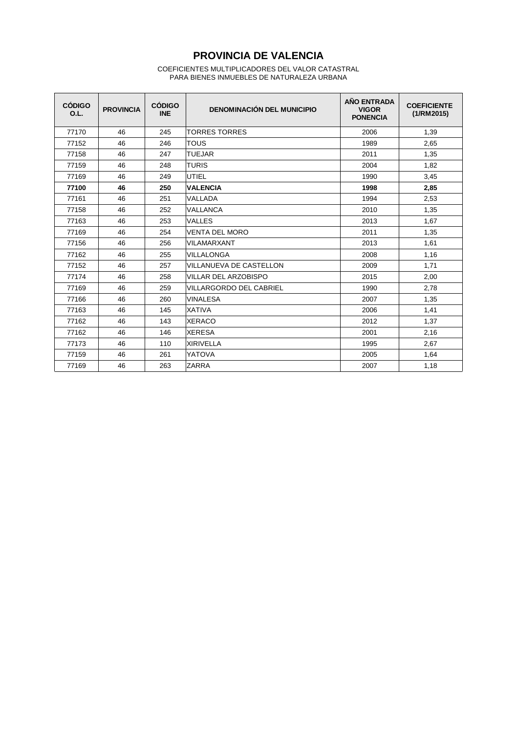# PROVINCIA DE VALENCIA

COEFICIENTES MULTIPLICADORES DEL VALOR CATASTRAL
PARA BIENES INMUEBLES DE NATURALEZA URBANA

| CÓDIGO O.L. | PROVINCIA | CÓDIGO INE | DENOMINACIÓN DEL MUNICIPIO | AÑO ENTRADA VIGOR PONENCIA | COEFICIENTE (1/RM2015) |
|---|---|---|---|---|---|
| 77170 | 46 | 245 | TORRES TORRES | 2006 | 1,39 |
| 77152 | 46 | 246 | TOUS | 1989 | 2,65 |
| 77158 | 46 | 247 | TUEJAR | 2011 | 1,35 |
| 77159 | 46 | 248 | TURIS | 2004 | 1,82 |
| 77169 | 46 | 249 | UTIEL | 1990 | 3,45 |
| **77100** | **46** | **250** | **VALENCIA** | **1998** | **2,85** |
| 77161 | 46 | 251 | VALLADA | 1994 | 2,53 |
| 77158 | 46 | 252 | VALLANCA | 2010 | 1,35 |
| 77163 | 46 | 253 | VALLES | 2013 | 1,67 |
| 77169 | 46 | 254 | VENTA DEL MORO | 2011 | 1,35 |
| 77156 | 46 | 256 | VILAMARXANT | 2013 | 1,61 |
| 77162 | 46 | 255 | VILLALONGA | 2008 | 1,16 |
| 77152 | 46 | 257 | VILLANUEVA DE CASTELLON | 2009 | 1,71 |
| 77174 | 46 | 258 | VILLAR DEL ARZOBISPO | 2015 | 2,00 |
| 77169 | 46 | 259 | VILLARGORDO DEL CABRIEL | 1990 | 2,78 |
| 77166 | 46 | 260 | VINALESA | 2007 | 1,35 |
| 77163 | 46 | 145 | XATIVA | 2006 | 1,41 |
| 77162 | 46 | 143 | XERACO | 2012 | 1,37 |
| 77162 | 46 | 146 | XERESA | 2001 | 2,16 |
| 77173 | 46 | 110 | XIRIVELLA | 1995 | 2,67 |
| 77159 | 46 | 261 | YATOVA | 2005 | 1,64 |
| 77169 | 46 | 263 | ZARRA | 2007 | 1,18 |